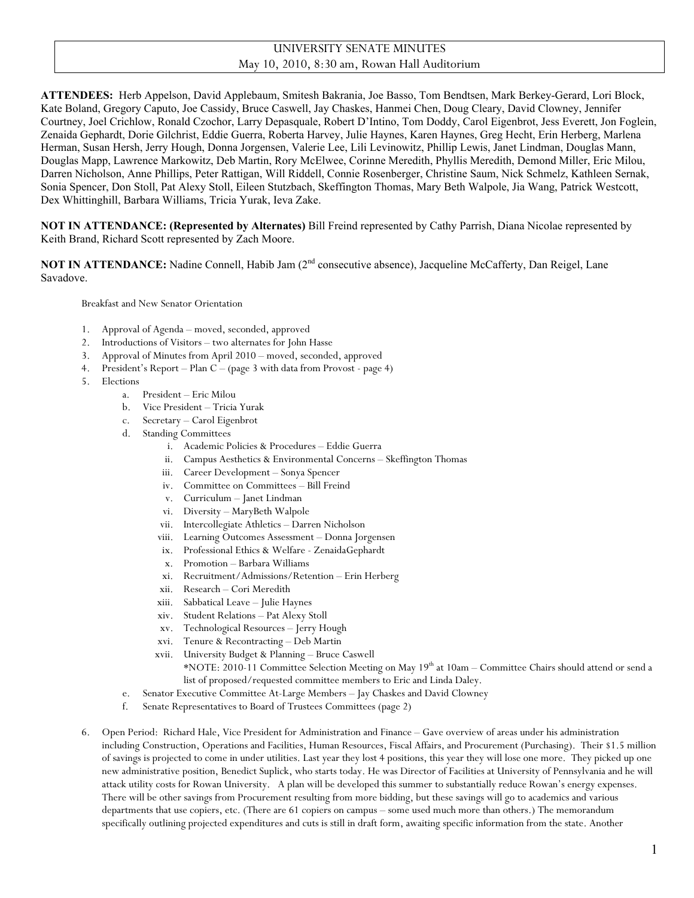# UNIVERSITY SENATE MINUTES

May 10, 2010, 8:30 am, Rowan Hall Auditorium

**ATTENDEES:** Herb Appelson, David Applebaum, Smitesh Bakrania, Joe Basso, Tom Bendtsen, Mark Berkey-Gerard, Lori Block, Kate Boland, Gregory Caputo, Joe Cassidy, Bruce Caswell, Jay Chaskes, Hanmei Chen, Doug Cleary, David Clowney, Jennifer Courtney, Joel Crichlow, Ronald Czochor, Larry Depasquale, Robert D'Intino, Tom Doddy, Carol Eigenbrot, Jess Everett, Jon Foglein, Zenaida Gephardt, Dorie Gilchrist, Eddie Guerra, Roberta Harvey, Julie Haynes, Karen Haynes, Greg Hecht, Erin Herberg, Marlena Herman, Susan Hersh, Jerry Hough, Donna Jorgensen, Valerie Lee, Lili Levinowitz, Phillip Lewis, Janet Lindman, Douglas Mann, Douglas Mapp, Lawrence Markowitz, Deb Martin, Rory McElwee, Corinne Meredith, Phyllis Meredith, Demond Miller, Eric Milou, Darren Nicholson, Anne Phillips, Peter Rattigan, Will Riddell, Connie Rosenberger, Christine Saum, Nick Schmelz, Kathleen Sernak, Sonia Spencer, Don Stoll, Pat Alexy Stoll, Eileen Stutzbach, Skeffington Thomas, Mary Beth Walpole, Jia Wang, Patrick Westcott, Dex Whittinghill, Barbara Williams, Tricia Yurak, Ieva Zake.

**NOT IN ATTENDANCE: (Represented by Alternates)** Bill Freind represented by Cathy Parrish, Diana Nicolae represented by Keith Brand, Richard Scott represented by Zach Moore.

**NOT IN ATTENDANCE:** Nadine Connell, Habib Jam (2nd consecutive absence), Jacqueline McCafferty, Dan Reigel, Lane Savadove.

Breakfast and New Senator Orientation

1. Approval of Agenda – moved, seconded, approved
2. Introductions of Visitors – two alternates for John Hasse
3. Approval of Minutes from April 2010 – moved, seconded, approved
4. President's Report – Plan C – (page 3 with data from Provost - page 4)
5. Elections
   a. President – Eric Milou
   b. Vice President – Tricia Yurak
   c. Secretary – Carol Eigenbrot
   d. Standing Committees
      i. Academic Policies & Procedures – Eddie Guerra
      ii. Campus Aesthetics & Environmental Concerns – Skeffington Thomas
      iii. Career Development – Sonya Spencer
      iv. Committee on Committees – Bill Freind
      v. Curriculum – Janet Lindman
      vi. Diversity – MaryBeth Walpole
      vii. Intercollegiate Athletics – Darren Nicholson
      viii. Learning Outcomes Assessment – Donna Jorgensen
      ix. Professional Ethics & Welfare - ZenaidaGephardt
      x. Promotion – Barbara Williams
      xi. Recruitment/Admissions/Retention – Erin Herberg
      xii. Research – Cori Meredith
      xiii. Sabbatical Leave – Julie Haynes
      xiv. Student Relations – Pat Alexy Stoll
      xv. Technological Resources – Jerry Hough
      xvi. Tenure & Recontracting – Deb Martin
      xvii. University Budget & Planning – Bruce Caswell
      
      *NOTE: 2010-11 Committee Selection Meeting on May 19th at 10am – Committee Chairs should attend or send a list of proposed/requested committee members to Eric and Linda Daley.
   e. Senator Executive Committee At-Large Members – Jay Chaskes and David Clowney
   f. Senate Representatives to Board of Trustees Committees (page 2)
6. Open Period: Richard Hale, Vice President for Administration and Finance – Gave overview of areas under his administration including Construction, Operations and Facilities, Human Resources, Fiscal Affairs, and Procurement (Purchasing). Their $1.5 million of savings is projected to come in under utilities. Last year they lost 4 positions, this year they will lose one more. They picked up one new administrative position, Benedict Suplick, who starts today. He was Director of Facilities at University of Pennsylvania and he will attack utility costs for Rowan University. A plan will be developed this summer to substantially reduce Rowan's energy expenses. There will be other savings from Procurement resulting from more bidding, but these savings will go to academics and various departments that use copiers, etc. (There are 61 copiers on campus – some used much more than others.) The memorandum specifically outlining projected expenditures and cuts is still in draft form, awaiting specific information from the state. Another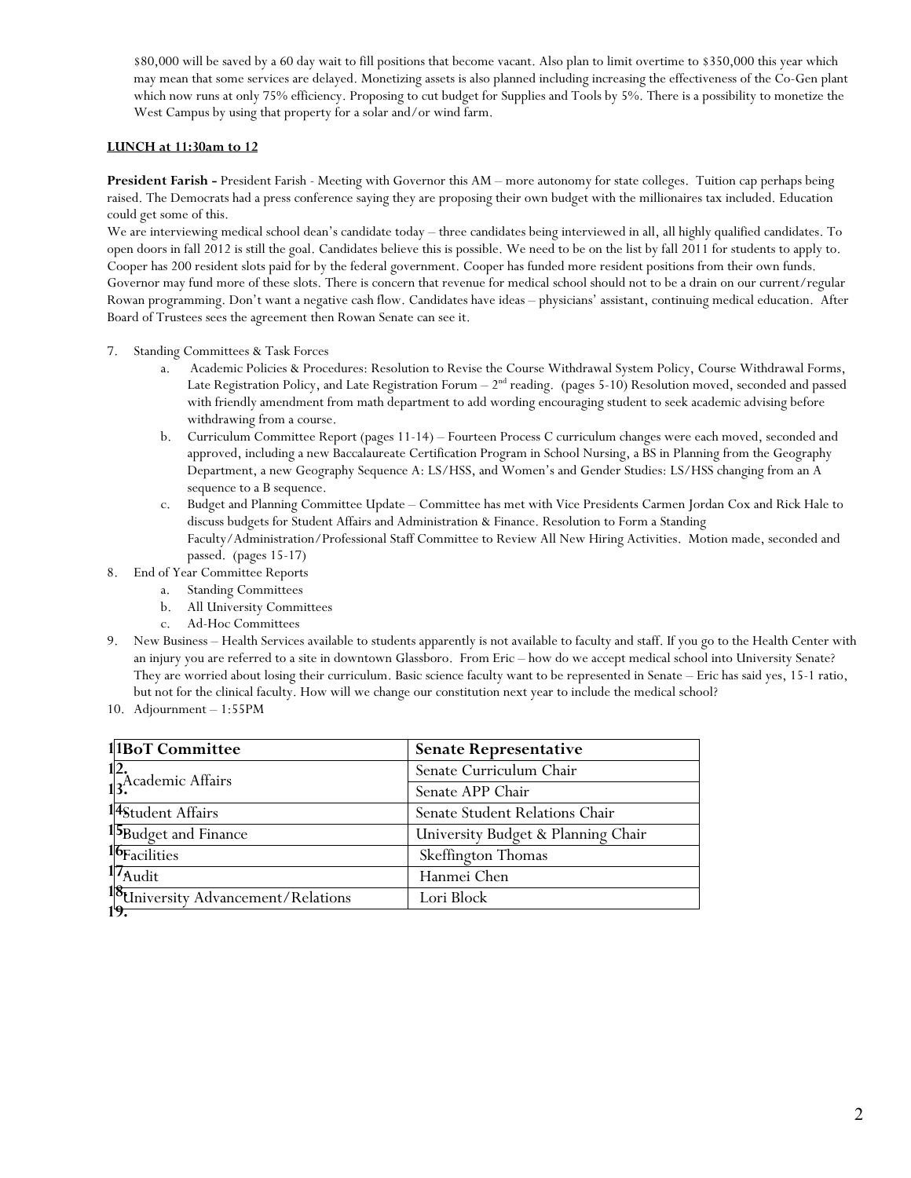$80,000 will be saved by a 60 day wait to fill positions that become vacant. Also plan to limit overtime to $350,000 this year which may mean that some services are delayed. Monetizing assets is also planned including increasing the effectiveness of the Co-Gen plant which now runs at only 75% efficiency. Proposing to cut budget for Supplies and Tools by 5%. There is a possibility to monetize the West Campus by using that property for a solar and/or wind farm.

**LUNCH at 11:30am to 12**

**President Farish -** President Farish - Meeting with Governor this AM – more autonomy for state colleges. Tuition cap perhaps being raised. The Democrats had a press conference saying they are proposing their own budget with the millionaires tax included. Education could get some of this.
We are interviewing medical school dean's candidate today – three candidates being interviewed in all, all highly qualified candidates. To open doors in fall 2012 is still the goal. Candidates believe this is possible. We need to be on the list by fall 2011 for students to apply to. Cooper has 200 resident slots paid for by the federal government. Cooper has funded more resident positions from their own funds. Governor may fund more of these slots. There is concern that revenue for medical school should not to be a drain on our current/regular Rowan programming. Don't want a negative cash flow. Candidates have ideas – physicians' assistant, continuing medical education. After Board of Trustees sees the agreement then Rowan Senate can see it.

7. Standing Committees & Task Forces
   a. Academic Policies & Procedures: Resolution to Revise the Course Withdrawal System Policy, Course Withdrawal Forms, Late Registration Policy, and Late Registration Forum – 2nd reading. (pages 5-10) Resolution moved, seconded and passed with friendly amendment from math department to add wording encouraging student to seek academic advising before withdrawing from a course.
   b. Curriculum Committee Report (pages 11-14) – Fourteen Process C curriculum changes were each moved, seconded and approved, including a new Baccalaureate Certification Program in School Nursing, a BS in Planning from the Geography Department, a new Geography Sequence A: LS/HSS, and Women's and Gender Studies: LS/HSS changing from an A sequence to a B sequence.
   c. Budget and Planning Committee Update – Committee has met with Vice Presidents Carmen Jordan Cox and Rick Hale to discuss budgets for Student Affairs and Administration & Finance. Resolution to Form a Standing Faculty/Administration/Professional Staff Committee to Review All New Hiring Activities. Motion made, seconded and passed. (pages 15-17)
8. End of Year Committee Reports
   a. Standing Committees
   b. All University Committees
   c. Ad-Hoc Committees
9. New Business – Health Services available to students apparently is not available to faculty and staff. If you go to the Health Center with an injury you are referred to a site in downtown Glassboro. From Eric – how do we accept medical school into University Senate? They are worried about losing their curriculum. Basic science faculty want to be represented in Senate – Eric has said yes, 15-1 ratio, but not for the clinical faculty. How will we change our constitution next year to include the medical school?
10. Adjournment – 1:55PM

| BoT Committee | Senate Representative |
|---|---|
| Academic Affairs | Senate Curriculum Chair |
| | Senate APP Chair |
| Student Affairs | Senate Student Relations Chair |
| Budget and Finance | University Budget & Planning Chair |
| Facilities | Skeffington Thomas |
| Audit | Hanmei Chen |
| University Advancement/Relations | Lori Block |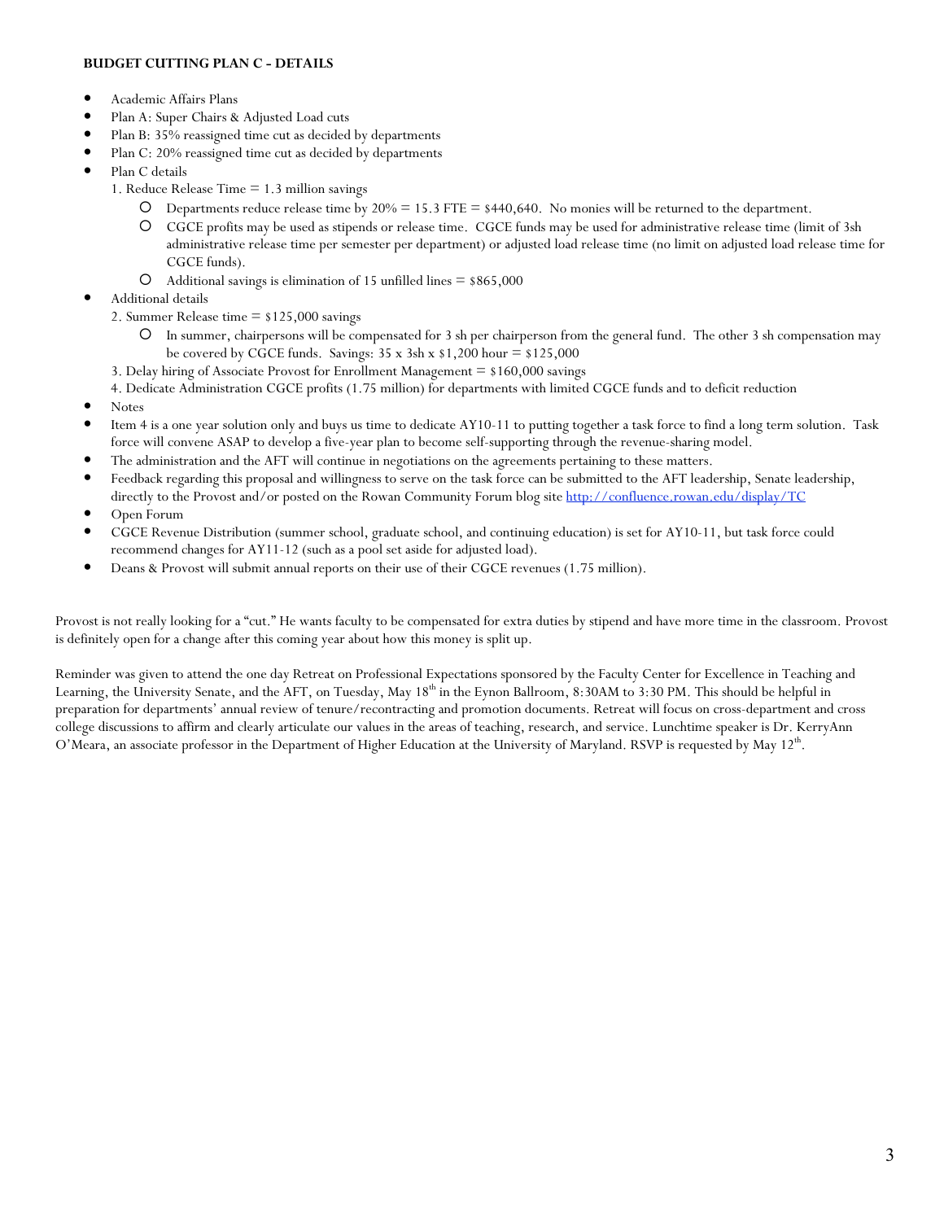**BUDGET CUTTING PLAN C - DETAILS**

- Academic Affairs Plans
- Plan A: Super Chairs & Adjusted Load cuts
- Plan B: 35% reassigned time cut as decided by departments
- Plan C: 20% reassigned time cut as decided by departments
- Plan C details

  1. Reduce Release Time = 1.3 million savings
     - Departments reduce release time by 20% = 15.3 FTE = $440,640. No monies will be returned to the department.
     - CGCE profits may be used as stipends or release time. CGCE funds may be used for administrative release time (limit of 3sh administrative release time per semester per department) or adjusted load release time (no limit on adjusted load release time for CGCE funds).
     - Additional savings is elimination of 15 unfilled lines = $865,000
- Additional details

  2. Summer Release time = $125,000 savings
     - In summer, chairpersons will be compensated for 3 sh per chairperson from the general fund. The other 3 sh compensation may be covered by CGCE funds. Savings: 35 x 3sh x $1,200 hour = $125,000

  3. Delay hiring of Associate Provost for Enrollment Management = $160,000 savings

  4. Dedicate Administration CGCE profits (1.75 million) for departments with limited CGCE funds and to deficit reduction
- Notes
- Item 4 is a one year solution only and buys us time to dedicate AY10-11 to putting together a task force to find a long term solution. Task force will convene ASAP to develop a five-year plan to become self-supporting through the revenue-sharing model.
- The administration and the AFT will continue in negotiations on the agreements pertaining to these matters.
- Feedback regarding this proposal and willingness to serve on the task force can be submitted to the AFT leadership, Senate leadership, directly to the Provost and/or posted on the Rowan Community Forum blog site http://confluence.rowan.edu/display/TC
- Open Forum
- CGCE Revenue Distribution (summer school, graduate school, and continuing education) is set for AY10-11, but task force could recommend changes for AY11-12 (such as a pool set aside for adjusted load).
- Deans & Provost will submit annual reports on their use of their CGCE revenues (1.75 million).

Provost is not really looking for a "cut." He wants faculty to be compensated for extra duties by stipend and have more time in the classroom. Provost is definitely open for a change after this coming year about how this money is split up.

Reminder was given to attend the one day Retreat on Professional Expectations sponsored by the Faculty Center for Excellence in Teaching and Learning, the University Senate, and the AFT, on Tuesday, May 18th in the Eynon Ballroom, 8:30AM to 3:30 PM. This should be helpful in preparation for departments' annual review of tenure/recontracting and promotion documents. Retreat will focus on cross-department and cross college discussions to affirm and clearly articulate our values in the areas of teaching, research, and service. Lunchtime speaker is Dr. KerryAnn O'Meara, an associate professor in the Department of Higher Education at the University of Maryland. RSVP is requested by May 12th.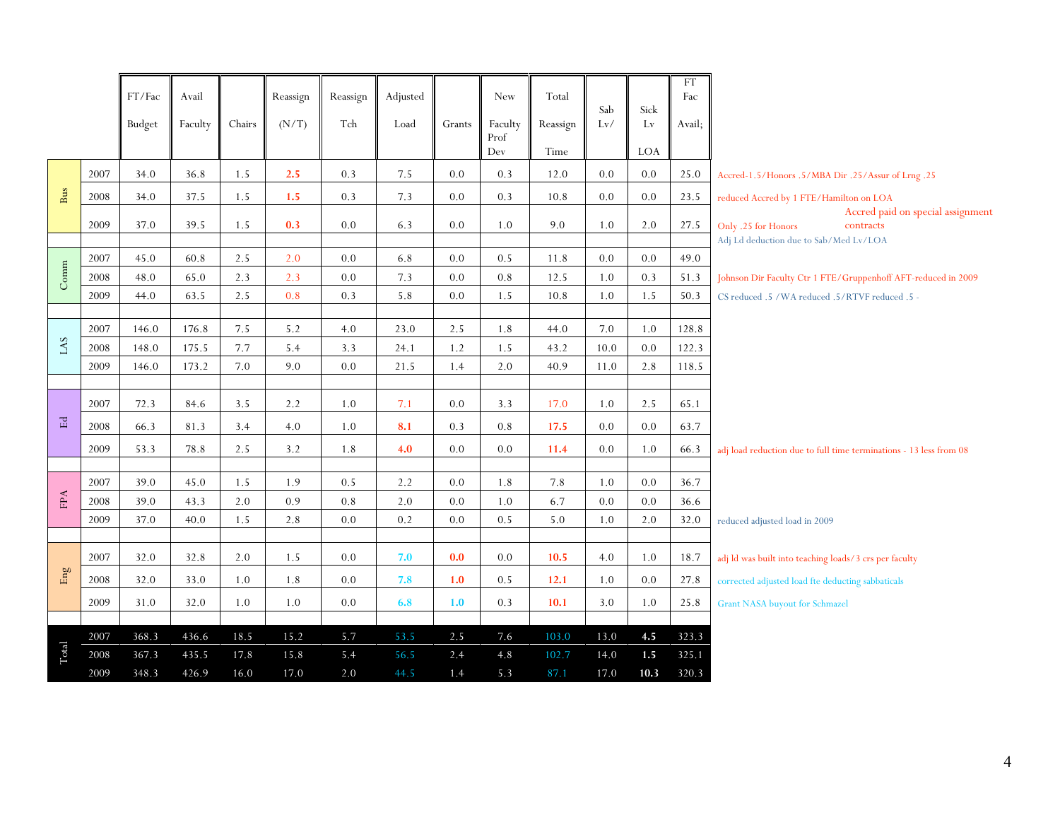| | | FT/Fac Budget | Avail Faculty | Chairs | Reassign (N/T) | Reassign Tch | Adjusted Load | Grants | New Faculty Prof Dev | Total Reassign Time | Sab Lv/ | Sick Lv LOA | FT Fac Avail; | |
|---|---|---|---|---|---|---|---|---|---|---|---|---|---|---|
| Bus | 2007 | 34.0 | 36.8 | 1.5 | **2.5** | 0.3 | 7.5 | 0.0 | 0.3 | 12.0 | 0.0 | 0.0 | 25.0 | Accred-1.5/Honors .5/MBA Dir .25/Assur of Lrng .25 |
| | 2008 | 34.0 | 37.5 | 1.5 | **1.5** | 0.3 | 7.3 | 0.0 | 0.3 | 10.8 | 0.0 | 0.0 | 23.5 | reduced Accred by 1 FTE/Hamilton on LOA |
| | 2009 | 37.0 | 39.5 | 1.5 | **0.3** | 0.0 | 6.3 | 0.0 | 1.0 | 9.0 | 1.0 | 2.0 | 27.5 | Only .25 for Honors; Accred paid on special assignment contracts |
| | | | | | | | | | | | | | | Adj Ld deduction due to Sab/Med Lv/LOA |
| Comm | 2007 | 45.0 | 60.8 | 2.5 | 2.0 | 0.0 | 6.8 | 0.0 | 0.5 | 11.8 | 0.0 | 0.0 | 49.0 | |
| | 2008 | 48.0 | 65.0 | 2.3 | 2.3 | 0.0 | 7.3 | 0.0 | 0.8 | 12.5 | 1.0 | 0.3 | 51.3 | Johnson Dir Faculty Ctr 1 FTE/Gruppenhoff AFT-reduced in 2009 |
| | 2009 | 44.0 | 63.5 | 2.5 | 0.8 | 0.3 | 5.8 | 0.0 | 1.5 | 10.8 | 1.0 | 1.5 | 50.3 | CS reduced .5 /WA reduced .5/RTVF reduced .5 - |
| | | | | | | | | | | | | | | |
| LAS | 2007 | 146.0 | 176.8 | 7.5 | 5.2 | 4.0 | 23.0 | 2.5 | 1.8 | 44.0 | 7.0 | 1.0 | 128.8 | |
| | 2008 | 148.0 | 175.5 | 7.7 | 5.4 | 3.3 | 24.1 | 1.2 | 1.5 | 43.2 | 10.0 | 0.0 | 122.3 | |
| | 2009 | 146.0 | 173.2 | 7.0 | 9.0 | 0.0 | 21.5 | 1.4 | 2.0 | 40.9 | 11.0 | 2.8 | 118.5 | |
| | | | | | | | | | | | | | | |
| Ed | 2007 | 72.3 | 84.6 | 3.5 | 2.2 | 1.0 | 7.1 | 0.0 | 3.3 | 17.0 | 1.0 | 2.5 | 65.1 | |
| | 2008 | 66.3 | 81.3 | 3.4 | 4.0 | 1.0 | **8.1** | 0.3 | 0.8 | **17.5** | 0.0 | 0.0 | 63.7 | |
| | 2009 | 53.3 | 78.8 | 2.5 | 3.2 | 1.8 | **4.0** | 0.0 | 0.0 | **11.4** | 0.0 | 1.0 | 66.3 | adj load reduction due to full time terminations - 13 less from 08 |
| | | | | | | | | | | | | | | |
| FPA | 2007 | 39.0 | 45.0 | 1.5 | 1.9 | 0.5 | 2.2 | 0.0 | 1.8 | 7.8 | 1.0 | 0.0 | 36.7 | |
| | 2008 | 39.0 | 43.3 | 2.0 | 0.9 | 0.8 | 2.0 | 0.0 | 1.0 | 6.7 | 0.0 | 0.0 | 36.6 | |
| | 2009 | 37.0 | 40.0 | 1.5 | 2.8 | 0.0 | 0.2 | 0.0 | 0.5 | 5.0 | 1.0 | 2.0 | 32.0 | reduced adjusted load in 2009 |
| | | | | | | | | | | | | | | |
| Eng | 2007 | 32.0 | 32.8 | 2.0 | 1.5 | 0.0 | **7.0** | **0.0** | 0.0 | **10.5** | 4.0 | 1.0 | 18.7 | adj ld was built into teaching loads/3 crs per faculty |
| | 2008 | 32.0 | 33.0 | 1.0 | 1.8 | 0.0 | **7.8** | **1.0** | 0.5 | **12.1** | 1.0 | 0.0 | 27.8 | corrected adjusted load fte deducting sabbaticals |
| | 2009 | 31.0 | 32.0 | 1.0 | 1.0 | 0.0 | **6.8** | **1.0** | 0.3 | **10.1** | 3.0 | 1.0 | 25.8 | Grant NASA buyout for Schmazel |
| | | | | | | | | | | | | | | |
| Total | 2007 | 368.3 | 436.6 | 18.5 | 15.2 | 5.7 | 53.5 | 2.5 | 7.6 | 103.0 | 13.0 | **4.5** | 323.3 | |
| | 2008 | 367.3 | 435.5 | 17.8 | 15.8 | 5.4 | 56.5 | 2.4 | 4.8 | 102.7 | 14.0 | **1.5** | 325.1 | |
| | 2009 | 348.3 | 426.9 | 16.0 | 17.0 | 2.0 | 44.5 | 1.4 | 5.3 | 87.1 | 17.0 | **10.3** | 320.3 | |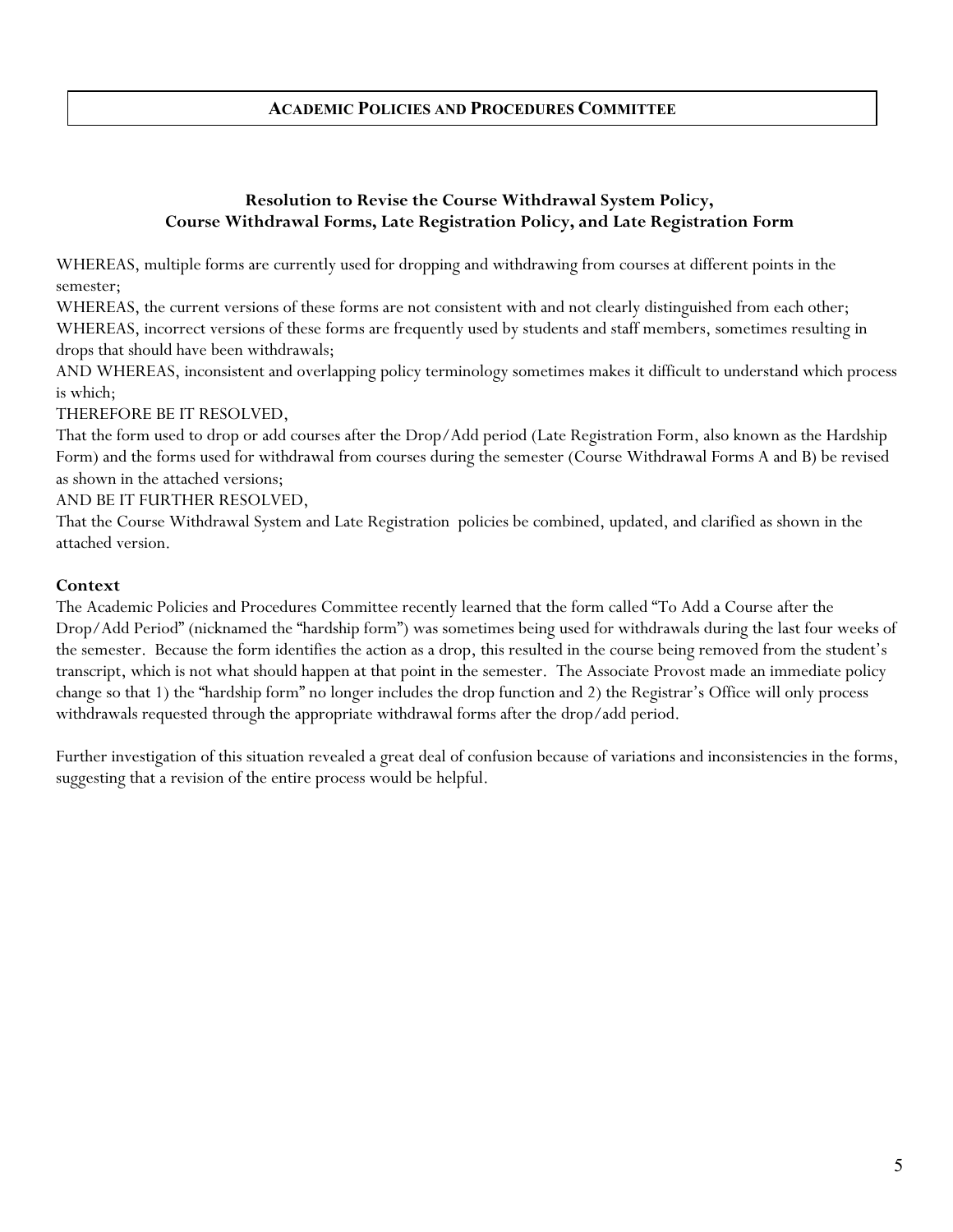## ACADEMIC POLICIES AND PROCEDURES COMMITTEE

### Resolution to Revise the Course Withdrawal System Policy, Course Withdrawal Forms, Late Registration Policy, and Late Registration Form

WHEREAS, multiple forms are currently used for dropping and withdrawing from courses at different points in the semester;

WHEREAS, the current versions of these forms are not consistent with and not clearly distinguished from each other;

WHEREAS, incorrect versions of these forms are frequently used by students and staff members, sometimes resulting in drops that should have been withdrawals;

AND WHEREAS, inconsistent and overlapping policy terminology sometimes makes it difficult to understand which process is which;

THEREFORE BE IT RESOLVED,

That the form used to drop or add courses after the Drop/Add period (Late Registration Form, also known as the Hardship Form) and the forms used for withdrawal from courses during the semester (Course Withdrawal Forms A and B) be revised as shown in the attached versions;

AND BE IT FURTHER RESOLVED,

That the Course Withdrawal System and Late Registration policies be combined, updated, and clarified as shown in the attached version.

**Context**

The Academic Policies and Procedures Committee recently learned that the form called "To Add a Course after the Drop/Add Period" (nicknamed the "hardship form") was sometimes being used for withdrawals during the last four weeks of the semester. Because the form identifies the action as a drop, this resulted in the course being removed from the student's transcript, which is not what should happen at that point in the semester. The Associate Provost made an immediate policy change so that 1) the "hardship form" no longer includes the drop function and 2) the Registrar's Office will only process withdrawals requested through the appropriate withdrawal forms after the drop/add period.

Further investigation of this situation revealed a great deal of confusion because of variations and inconsistencies in the forms, suggesting that a revision of the entire process would be helpful.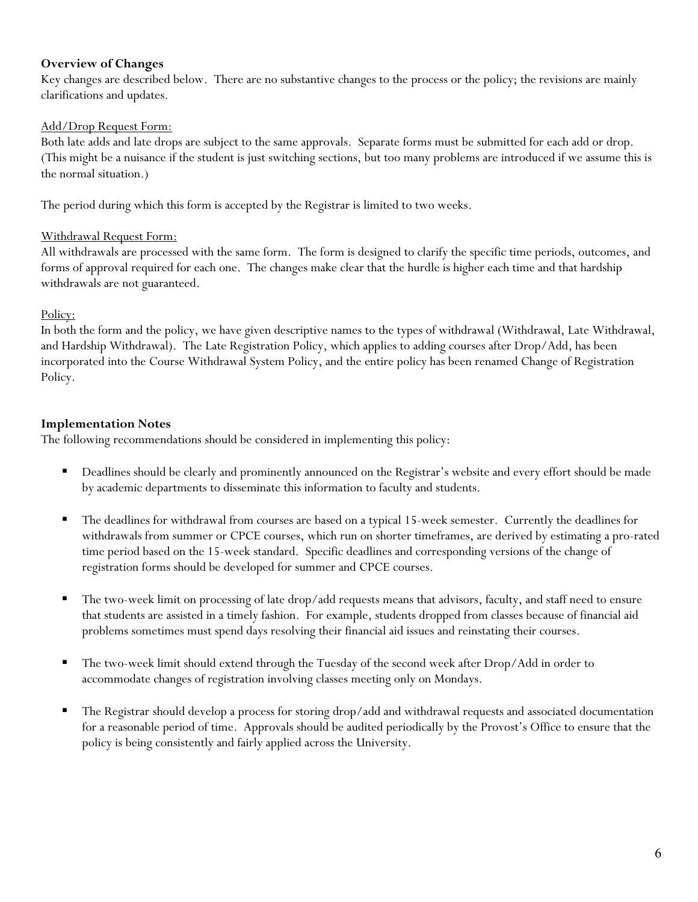**Overview of Changes**

Key changes are described below. There are no substantive changes to the process or the policy; the revisions are mainly clarifications and updates.

Add/Drop Request Form:

Both late adds and late drops are subject to the same approvals. Separate forms must be submitted for each add or drop. (This might be a nuisance if the student is just switching sections, but too many problems are introduced if we assume this is the normal situation.)

The period during which this form is accepted by the Registrar is limited to two weeks.

Withdrawal Request Form:

All withdrawals are processed with the same form. The form is designed to clarify the specific time periods, outcomes, and forms of approval required for each one. The changes make clear that the hurdle is higher each time and that hardship withdrawals are not guaranteed.

Policy:

In both the form and the policy, we have given descriptive names to the types of withdrawal (Withdrawal, Late Withdrawal, and Hardship Withdrawal). The Late Registration Policy, which applies to adding courses after Drop/Add, has been incorporated into the Course Withdrawal System Policy, and the entire policy has been renamed Change of Registration Policy.

**Implementation Notes**

The following recommendations should be considered in implementing this policy:

- Deadlines should be clearly and prominently announced on the Registrar's website and every effort should be made by academic departments to disseminate this information to faculty and students.
- The deadlines for withdrawal from courses are based on a typical 15-week semester. Currently the deadlines for withdrawals from summer or CPCE courses, which run on shorter timeframes, are derived by estimating a pro-rated time period based on the 15-week standard. Specific deadlines and corresponding versions of the change of registration forms should be developed for summer and CPCE courses.
- The two-week limit on processing of late drop/add requests means that advisors, faculty, and staff need to ensure that students are assisted in a timely fashion. For example, students dropped from classes because of financial aid problems sometimes must spend days resolving their financial aid issues and reinstating their courses.
- The two-week limit should extend through the Tuesday of the second week after Drop/Add in order to accommodate changes of registration involving classes meeting only on Mondays.
- The Registrar should develop a process for storing drop/add and withdrawal requests and associated documentation for a reasonable period of time. Approvals should be audited periodically by the Provost's Office to ensure that the policy is being consistently and fairly applied across the University.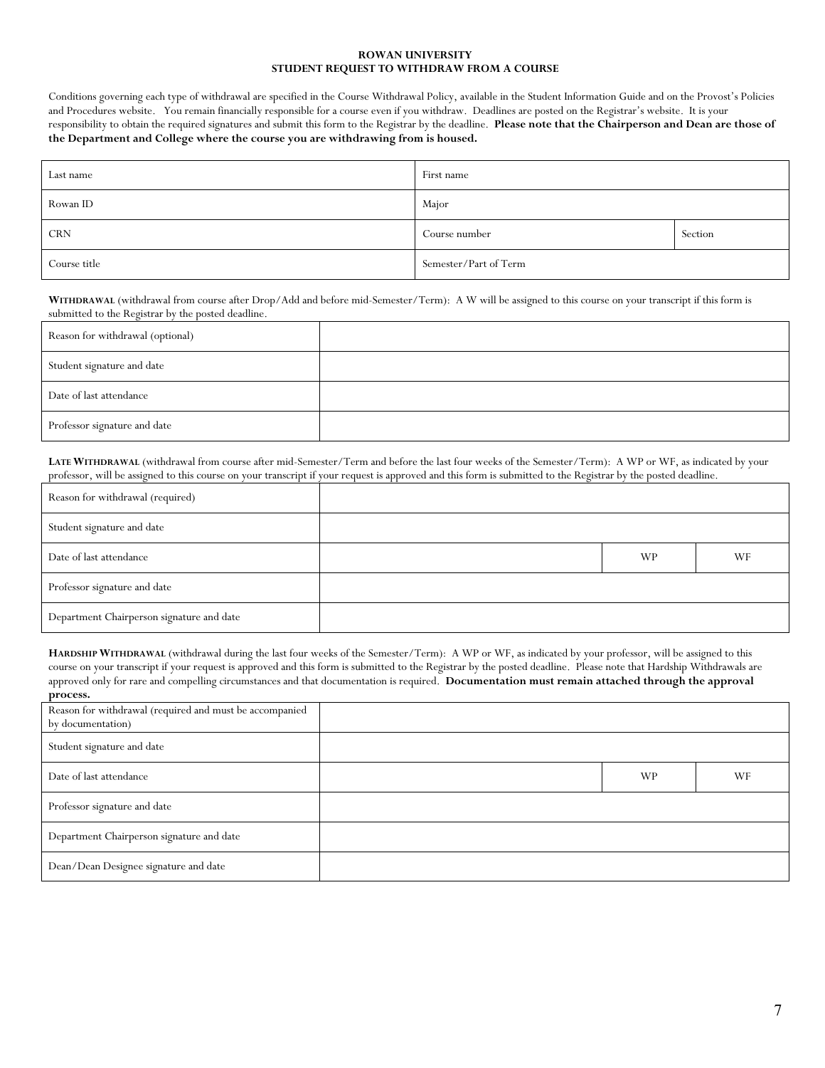# ROWAN UNIVERSITY
## STUDENT REQUEST TO WITHDRAW FROM A COURSE

Conditions governing each type of withdrawal are specified in the Course Withdrawal Policy, available in the Student Information Guide and on the Provost's Policies and Procedures website. You remain financially responsible for a course even if you withdraw. Deadlines are posted on the Registrar's website. It is your responsibility to obtain the required signatures and submit this form to the Registrar by the deadline. **Please note that the Chairperson and Dean are those of the Department and College where the course you are withdrawing from is housed.**

| Last name | First name | |
|---|---|---|
| Rowan ID | Major | |
| CRN | Course number | Section |
| Course title | Semester/Part of Term | |

**WITHDRAWAL** (withdrawal from course after Drop/Add and before mid-Semester/Term): A W will be assigned to this course on your transcript if this form is submitted to the Registrar by the posted deadline.

| | |
|---|---|
| Reason for withdrawal (optional) | |
| Student signature and date | |
| Date of last attendance | |
| Professor signature and date | |

**LATE WITHDRAWAL** (withdrawal from course after mid-Semester/Term and before the last four weeks of the Semester/Term): A WP or WF, as indicated by your professor, will be assigned to this course on your transcript if your request is approved and this form is submitted to the Registrar by the posted deadline.

| | | | |
|---|---|---|---|
| Reason for withdrawal (required) | | | |
| Student signature and date | | | |
| Date of last attendance | | WP | WF |
| Professor signature and date | | | |
| Department Chairperson signature and date | | | |

**HARDSHIP WITHDRAWAL** (withdrawal during the last four weeks of the Semester/Term): A WP or WF, as indicated by your professor, will be assigned to this course on your transcript if your request is approved and this form is submitted to the Registrar by the posted deadline. Please note that Hardship Withdrawals are approved only for rare and compelling circumstances and that documentation is required. **Documentation must remain attached through the approval process.**

| | | | |
|---|---|---|---|
| Reason for withdrawal (required and must be accompanied by documentation) | | | |
| Student signature and date | | | |
| Date of last attendance | | WP | WF |
| Professor signature and date | | | |
| Department Chairperson signature and date | | | |
| Dean/Dean Designee signature and date | | | |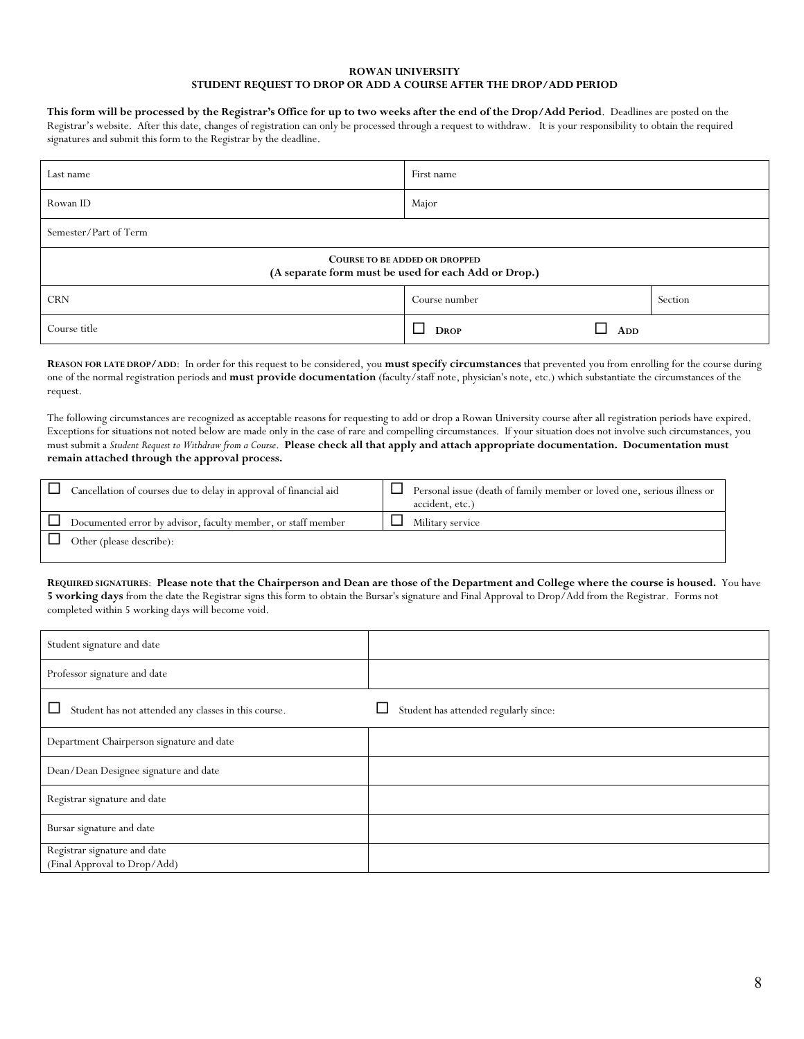**ROWAN UNIVERSITY**
**STUDENT REQUEST TO DROP OR ADD A COURSE AFTER THE DROP/ADD PERIOD**

**This form will be processed by the Registrar's Office for up to two weeks after the end of the Drop/Add Period**. Deadlines are posted on the Registrar's website. After this date, changes of registration can only be processed through a request to withdraw. It is your responsibility to obtain the required signatures and submit this form to the Registrar by the deadline.

| Last name | First name | |
|---|---|---|
| Rowan ID | Major | |
| Semester/Part of Term | | |
| **COURSE TO BE ADDED OR DROPPED** **(A separate form must be used for each Add or Drop.)** | | |
| CRN | Course number | Section |
| Course title | ☐ **DROP** ☐ **ADD** | |

**REASON FOR LATE DROP/ADD**: In order for this request to be considered, you **must specify circumstances** that prevented you from enrolling for the course during one of the normal registration periods and **must provide documentation** (faculty/staff note, physician's note, etc.) which substantiate the circumstances of the request.

The following circumstances are recognized as acceptable reasons for requesting to add or drop a Rowan University course after all registration periods have expired. Exceptions for situations not noted below are made only in the case of rare and compelling circumstances. If your situation does not involve such circumstances, you must submit a *Student Request to Withdraw from a Course*. **Please check all that apply and attach appropriate documentation. Documentation must remain attached through the approval process.**

| | |
|---|---|
| ☐ Cancellation of courses due to delay in approval of financial aid | ☐ Personal issue (death of family member or loved one, serious illness or accident, etc.) |
| ☐ Documented error by advisor, faculty member, or staff member | ☐ Military service |
| ☐ Other (please describe): | |

**REQUIRED SIGNATURES**: **Please note that the Chairperson and Dean are those of the Department and College where the course is housed.** You have **5 working days** from the date the Registrar signs this form to obtain the Bursar's signature and Final Approval to Drop/Add from the Registrar. Forms not completed within 5 working days will become void.

| | |
|---|---|
| Student signature and date | |
| Professor signature and date | |
| ☐ Student has not attended any classes in this course. | ☐ Student has attended regularly since: |
| Department Chairperson signature and date | |
| Dean/Dean Designee signature and date | |
| Registrar signature and date | |
| Bursar signature and date | |
| Registrar signature and date (Final Approval to Drop/Add) | |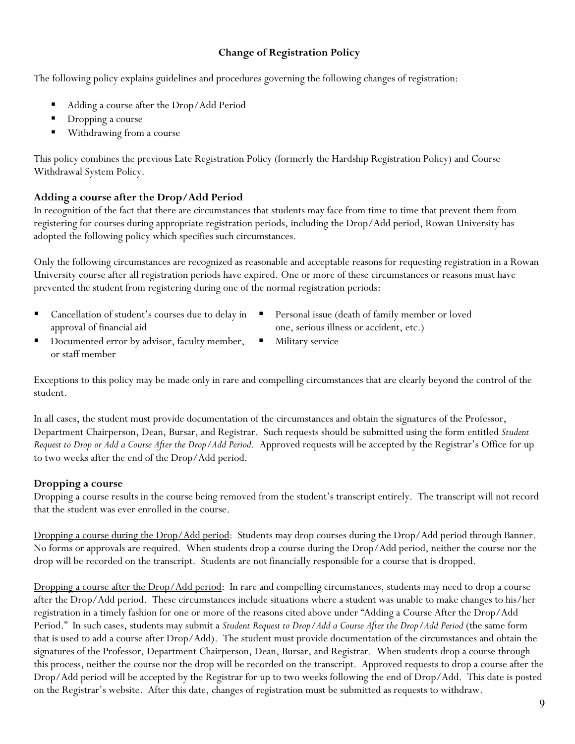## Change of Registration Policy

The following policy explains guidelines and procedures governing the following changes of registration:

- Adding a course after the Drop/Add Period
- Dropping a course
- Withdrawing from a course

This policy combines the previous Late Registration Policy (formerly the Hardship Registration Policy) and Course Withdrawal System Policy.

### Adding a course after the Drop/Add Period

In recognition of the fact that there are circumstances that students may face from time to time that prevent them from registering for courses during appropriate registration periods, including the Drop/Add period, Rowan University has adopted the following policy which specifies such circumstances.

Only the following circumstances are recognized as reasonable and acceptable reasons for requesting registration in a Rowan University course after all registration periods have expired. One or more of these circumstances or reasons must have prevented the student from registering during one of the normal registration periods:

- Cancellation of student's courses due to delay in approval of financial aid
- Documented error by advisor, faculty member, or staff member
- Personal issue (death of family member or loved one, serious illness or accident, etc.)
- Military service

Exceptions to this policy may be made only in rare and compelling circumstances that are clearly beyond the control of the student.

In all cases, the student must provide documentation of the circumstances and obtain the signatures of the Professor, Department Chairperson, Dean, Bursar, and Registrar. Such requests should be submitted using the form entitled *Student Request to Drop or Add a Course After the Drop/Add Period*. Approved requests will be accepted by the Registrar's Office for up to two weeks after the end of the Drop/Add period.

### Dropping a course

Dropping a course results in the course being removed from the student's transcript entirely. The transcript will not record that the student was ever enrolled in the course.

Dropping a course during the Drop/Add period: Students may drop courses during the Drop/Add period through Banner. No forms or approvals are required. When students drop a course during the Drop/Add period, neither the course nor the drop will be recorded on the transcript. Students are not financially responsible for a course that is dropped.

Dropping a course after the Drop/Add period: In rare and compelling circumstances, students may need to drop a course after the Drop/Add period. These circumstances include situations where a student was unable to make changes to his/her registration in a timely fashion for one or more of the reasons cited above under "Adding a Course After the Drop/Add Period." In such cases, students may submit a *Student Request to Drop/Add a Course After the Drop/Add Period* (the same form that is used to add a course after Drop/Add). The student must provide documentation of the circumstances and obtain the signatures of the Professor, Department Chairperson, Dean, Bursar, and Registrar. When students drop a course through this process, neither the course nor the drop will be recorded on the transcript. Approved requests to drop a course after the Drop/Add period will be accepted by the Registrar for up to two weeks following the end of Drop/Add. This date is posted on the Registrar's website. After this date, changes of registration must be submitted as requests to withdraw.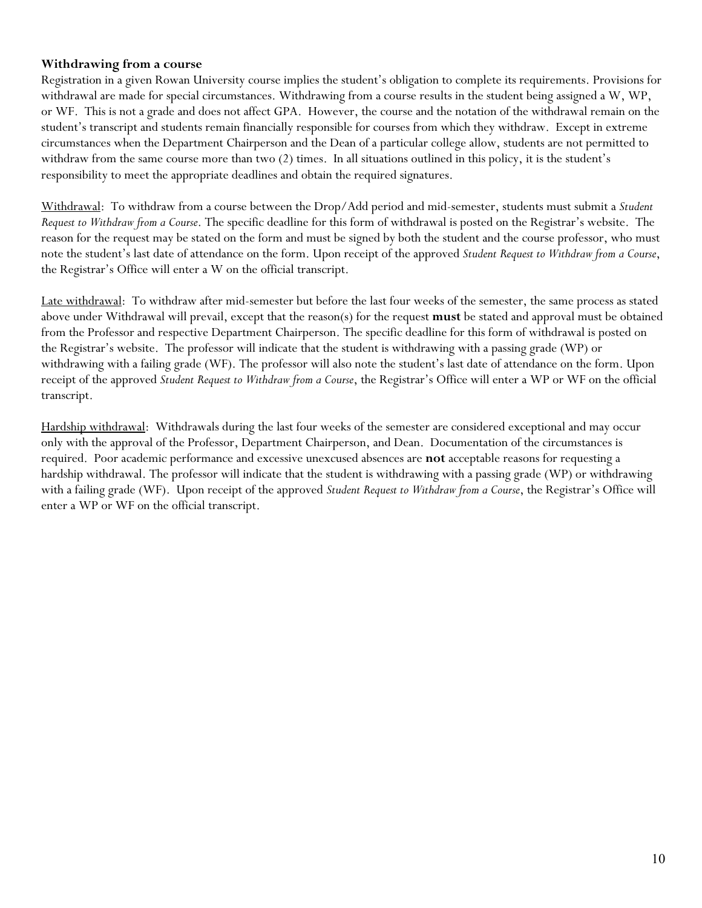### **Withdrawing from a course**

Registration in a given Rowan University course implies the student's obligation to complete its requirements. Provisions for withdrawal are made for special circumstances. Withdrawing from a course results in the student being assigned a W, WP, or WF. This is not a grade and does not affect GPA. However, the course and the notation of the withdrawal remain on the student's transcript and students remain financially responsible for courses from which they withdraw. Except in extreme circumstances when the Department Chairperson and the Dean of a particular college allow, students are not permitted to withdraw from the same course more than two (2) times. In all situations outlined in this policy, it is the student's responsibility to meet the appropriate deadlines and obtain the required signatures.

<u>Withdrawal</u>: To withdraw from a course between the Drop/Add period and mid-semester, students must submit a *Student Request to Withdraw from a Course*. The specific deadline for this form of withdrawal is posted on the Registrar's website. The reason for the request may be stated on the form and must be signed by both the student and the course professor, who must note the student's last date of attendance on the form. Upon receipt of the approved *Student Request to Withdraw from a Course*, the Registrar's Office will enter a W on the official transcript.

<u>Late withdrawal</u>: To withdraw after mid-semester but before the last four weeks of the semester, the same process as stated above under Withdrawal will prevail, except that the reason(s) for the request **must** be stated and approval must be obtained from the Professor and respective Department Chairperson. The specific deadline for this form of withdrawal is posted on the Registrar's website. The professor will indicate that the student is withdrawing with a passing grade (WP) or withdrawing with a failing grade (WF). The professor will also note the student's last date of attendance on the form. Upon receipt of the approved *Student Request to Withdraw from a Course*, the Registrar's Office will enter a WP or WF on the official transcript.

<u>Hardship withdrawal</u>: Withdrawals during the last four weeks of the semester are considered exceptional and may occur only with the approval of the Professor, Department Chairperson, and Dean. Documentation of the circumstances is required. Poor academic performance and excessive unexcused absences are **not** acceptable reasons for requesting a hardship withdrawal. The professor will indicate that the student is withdrawing with a passing grade (WP) or withdrawing with a failing grade (WF). Upon receipt of the approved *Student Request to Withdraw from a Course*, the Registrar's Office will enter a WP or WF on the official transcript.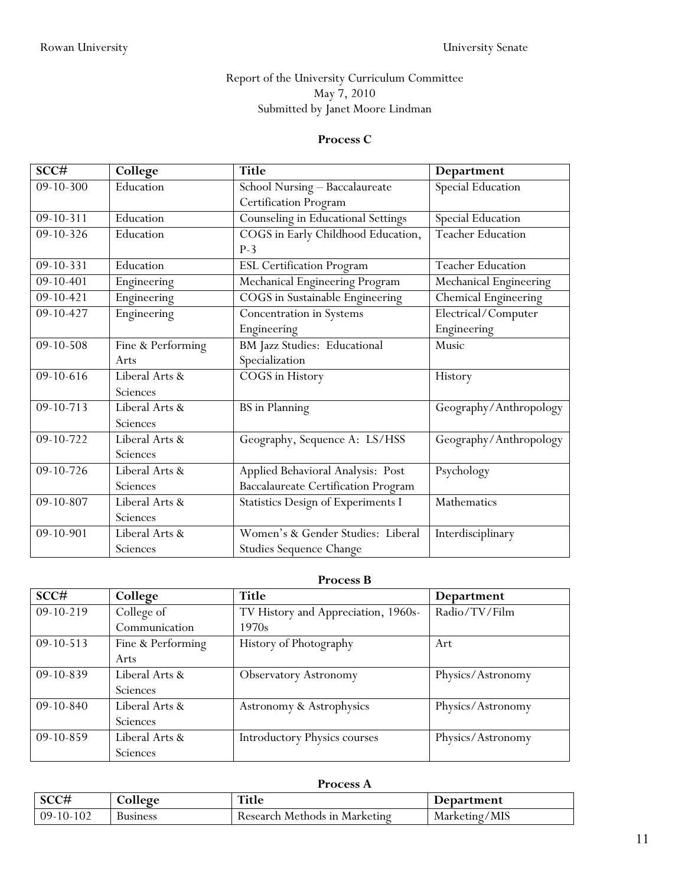Report of the University Curriculum Committee
May 7, 2010
Submitted by Janet Moore Lindman

**Process C**

| SCC# | College | Title | Department |
|---|---|---|---|
| 09-10-300 | Education | School Nursing – Baccalaureate Certification Program | Special Education |
| 09-10-311 | Education | Counseling in Educational Settings | Special Education |
| 09-10-326 | Education | COGS in Early Childhood Education, P-3 | Teacher Education |
| 09-10-331 | Education | ESL Certification Program | Teacher Education |
| 09-10-401 | Engineering | Mechanical Engineering Program | Mechanical Engineering |
| 09-10-421 | Engineering | COGS in Sustainable Engineering | Chemical Engineering |
| 09-10-427 | Engineering | Concentration in Systems Engineering | Electrical/Computer Engineering |
| 09-10-508 | Fine & Performing Arts | BM Jazz Studies: Educational Specialization | Music |
| 09-10-616 | Liberal Arts & Sciences | COGS in History | History |
| 09-10-713 | Liberal Arts & Sciences | BS in Planning | Geography/Anthropology |
| 09-10-722 | Liberal Arts & Sciences | Geography, Sequence A: LS/HSS | Geography/Anthropology |
| 09-10-726 | Liberal Arts & Sciences | Applied Behavioral Analysis: Post Baccalaureate Certification Program | Psychology |
| 09-10-807 | Liberal Arts & Sciences | Statistics Design of Experiments I | Mathematics |
| 09-10-901 | Liberal Arts & Sciences | Women's & Gender Studies: Liberal Studies Sequence Change | Interdisciplinary |

**Process B**

| SCC# | College | Title | Department |
|---|---|---|---|
| 09-10-219 | College of Communication | TV History and Appreciation, 1960s-1970s | Radio/TV/Film |
| 09-10-513 | Fine & Performing Arts | History of Photography | Art |
| 09-10-839 | Liberal Arts & Sciences | Observatory Astronomy | Physics/Astronomy |
| 09-10-840 | Liberal Arts & Sciences | Astronomy & Astrophysics | Physics/Astronomy |
| 09-10-859 | Liberal Arts & Sciences | Introductory Physics courses | Physics/Astronomy |

**Process A**

| SCC# | College | Title | Department |
|---|---|---|---|
| 09-10-102 | Business | Research Methods in Marketing | Marketing/MIS |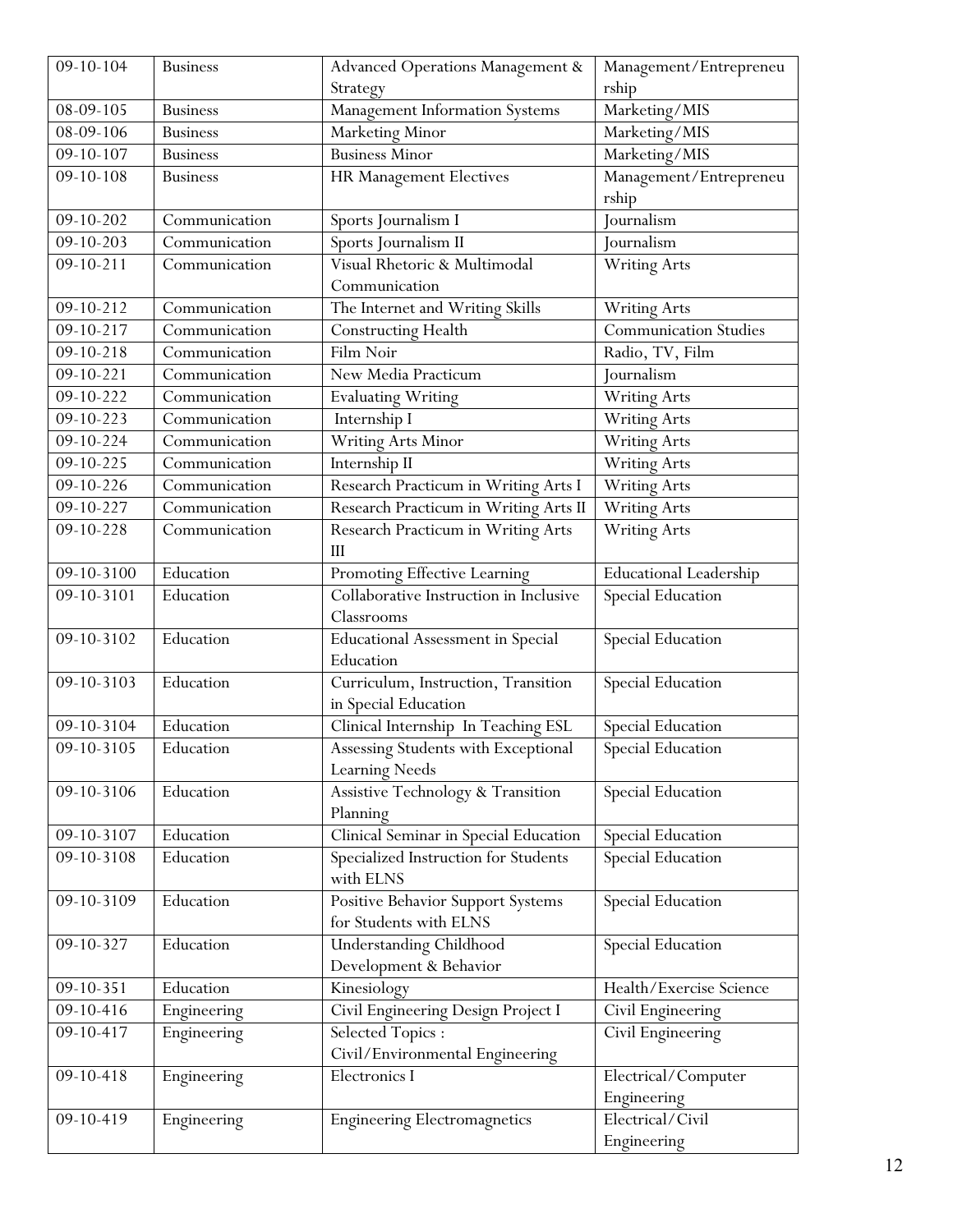| 09-10-104 | Business | Advanced Operations Management & Strategy | Management/Entrepreneurship |
|---|---|---|---|
| 08-09-105 | Business | Management Information Systems | Marketing/MIS |
| 08-09-106 | Business | Marketing Minor | Marketing/MIS |
| 09-10-107 | Business | Business Minor | Marketing/MIS |
| 09-10-108 | Business | HR Management Electives | Management/Entrepreneurship |
| 09-10-202 | Communication | Sports Journalism I | Journalism |
| 09-10-203 | Communication | Sports Journalism II | Journalism |
| 09-10-211 | Communication | Visual Rhetoric & Multimodal Communication | Writing Arts |
| 09-10-212 | Communication | The Internet and Writing Skills | Writing Arts |
| 09-10-217 | Communication | Constructing Health | Communication Studies |
| 09-10-218 | Communication | Film Noir | Radio, TV, Film |
| 09-10-221 | Communication | New Media Practicum | Journalism |
| 09-10-222 | Communication | Evaluating Writing | Writing Arts |
| 09-10-223 | Communication | Internship I | Writing Arts |
| 09-10-224 | Communication | Writing Arts Minor | Writing Arts |
| 09-10-225 | Communication | Internship II | Writing Arts |
| 09-10-226 | Communication | Research Practicum in Writing Arts I | Writing Arts |
| 09-10-227 | Communication | Research Practicum in Writing Arts II | Writing Arts |
| 09-10-228 | Communication | Research Practicum in Writing Arts III | Writing Arts |
| 09-10-3100 | Education | Promoting Effective Learning | Educational Leadership |
| 09-10-3101 | Education | Collaborative Instruction in Inclusive Classrooms | Special Education |
| 09-10-3102 | Education | Educational Assessment in Special Education | Special Education |
| 09-10-3103 | Education | Curriculum, Instruction, Transition in Special Education | Special Education |
| 09-10-3104 | Education | Clinical Internship In Teaching ESL | Special Education |
| 09-10-3105 | Education | Assessing Students with Exceptional Learning Needs | Special Education |
| 09-10-3106 | Education | Assistive Technology & Transition Planning | Special Education |
| 09-10-3107 | Education | Clinical Seminar in Special Education | Special Education |
| 09-10-3108 | Education | Specialized Instruction for Students with ELNS | Special Education |
| 09-10-3109 | Education | Positive Behavior Support Systems for Students with ELNS | Special Education |
| 09-10-327 | Education | Understanding Childhood Development & Behavior | Special Education |
| 09-10-351 | Education | Kinesiology | Health/Exercise Science |
| 09-10-416 | Engineering | Civil Engineering Design Project I | Civil Engineering |
| 09-10-417 | Engineering | Selected Topics : Civil/Environmental Engineering | Civil Engineering |
| 09-10-418 | Engineering | Electronics I | Electrical/Computer Engineering |
| 09-10-419 | Engineering | Engineering Electromagnetics | Electrical/Civil Engineering |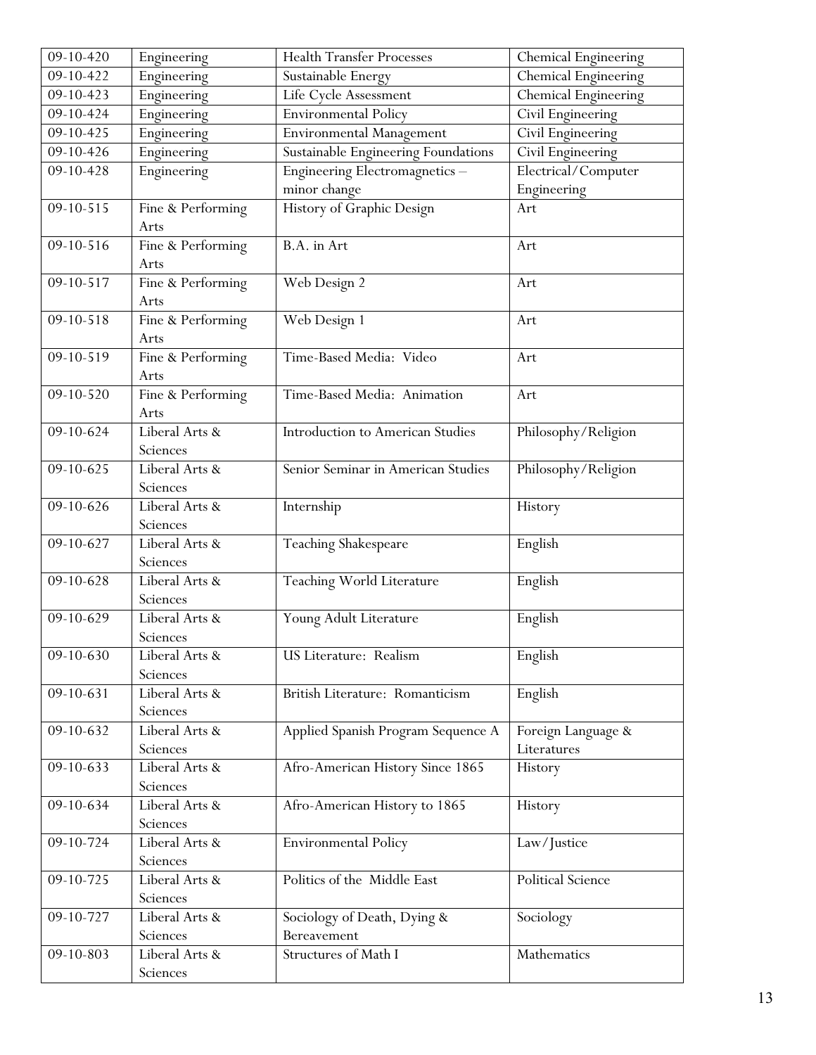| 09-10-420 | Engineering | Health Transfer Processes | Chemical Engineering |
|---|---|---|---|
| 09-10-422 | Engineering | Sustainable Energy | Chemical Engineering |
| 09-10-423 | Engineering | Life Cycle Assessment | Chemical Engineering |
| 09-10-424 | Engineering | Environmental Policy | Civil Engineering |
| 09-10-425 | Engineering | Environmental Management | Civil Engineering |
| 09-10-426 | Engineering | Sustainable Engineering Foundations | Civil Engineering |
| 09-10-428 | Engineering | Engineering Electromagnetics – minor change | Electrical/Computer Engineering |
| 09-10-515 | Fine & Performing Arts | History of Graphic Design | Art |
| 09-10-516 | Fine & Performing Arts | B.A. in Art | Art |
| 09-10-517 | Fine & Performing Arts | Web Design 2 | Art |
| 09-10-518 | Fine & Performing Arts | Web Design 1 | Art |
| 09-10-519 | Fine & Performing Arts | Time-Based Media: Video | Art |
| 09-10-520 | Fine & Performing Arts | Time-Based Media: Animation | Art |
| 09-10-624 | Liberal Arts & Sciences | Introduction to American Studies | Philosophy/Religion |
| 09-10-625 | Liberal Arts & Sciences | Senior Seminar in American Studies | Philosophy/Religion |
| 09-10-626 | Liberal Arts & Sciences | Internship | History |
| 09-10-627 | Liberal Arts & Sciences | Teaching Shakespeare | English |
| 09-10-628 | Liberal Arts & Sciences | Teaching World Literature | English |
| 09-10-629 | Liberal Arts & Sciences | Young Adult Literature | English |
| 09-10-630 | Liberal Arts & Sciences | US Literature: Realism | English |
| 09-10-631 | Liberal Arts & Sciences | British Literature: Romanticism | English |
| 09-10-632 | Liberal Arts & Sciences | Applied Spanish Program Sequence A | Foreign Language & Literatures |
| 09-10-633 | Liberal Arts & Sciences | Afro-American History Since 1865 | History |
| 09-10-634 | Liberal Arts & Sciences | Afro-American History to 1865 | History |
| 09-10-724 | Liberal Arts & Sciences | Environmental Policy | Law/Justice |
| 09-10-725 | Liberal Arts & Sciences | Politics of the Middle East | Political Science |
| 09-10-727 | Liberal Arts & Sciences | Sociology of Death, Dying & Bereavement | Sociology |
| 09-10-803 | Liberal Arts & Sciences | Structures of Math I | Mathematics |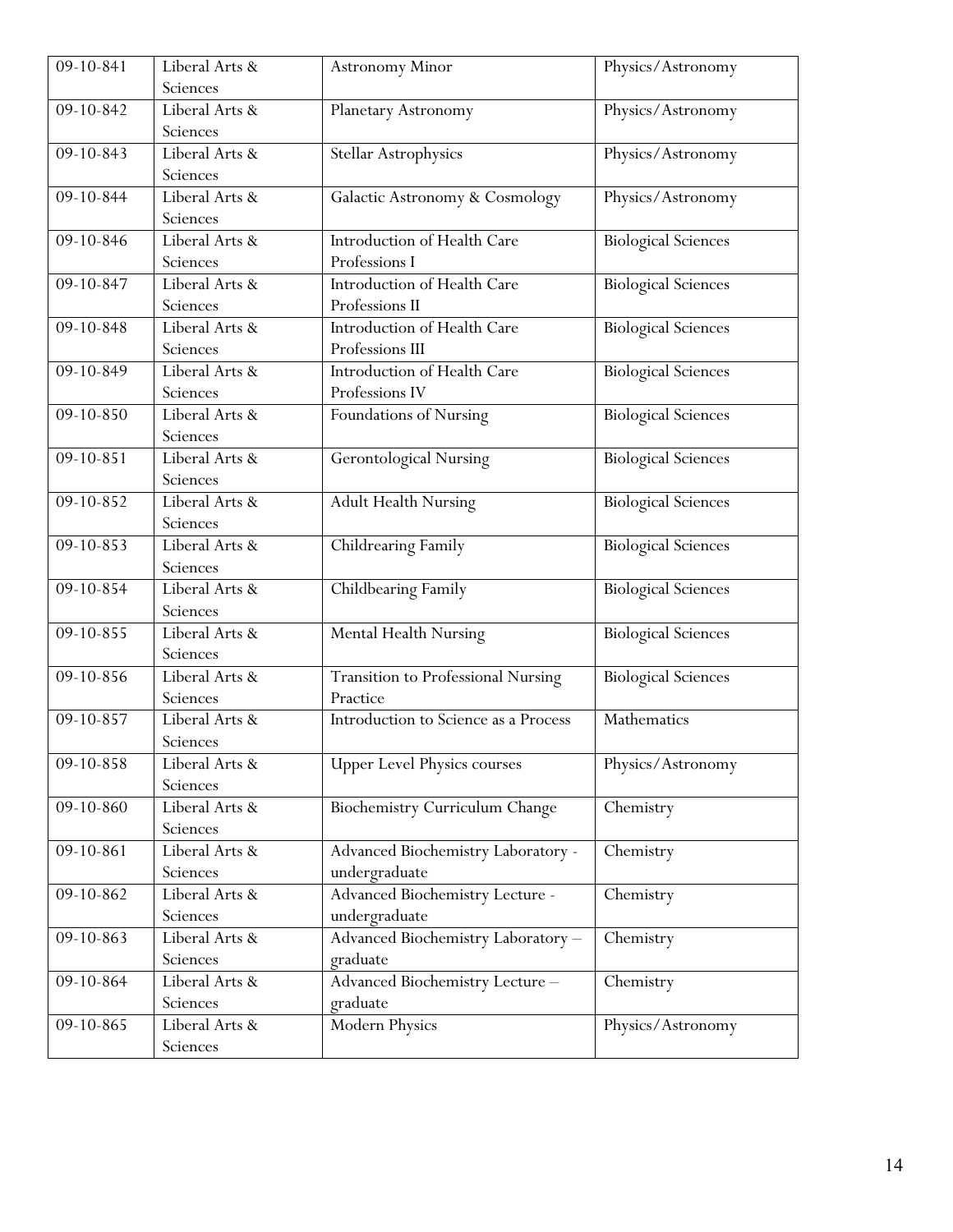| 09-10-841 | Liberal Arts & Sciences | Astronomy Minor | Physics/Astronomy |
|---|---|---|---|
| 09-10-842 | Liberal Arts & Sciences | Planetary Astronomy | Physics/Astronomy |
| 09-10-843 | Liberal Arts & Sciences | Stellar Astrophysics | Physics/Astronomy |
| 09-10-844 | Liberal Arts & Sciences | Galactic Astronomy & Cosmology | Physics/Astronomy |
| 09-10-846 | Liberal Arts & Sciences | Introduction of Health Care Professions I | Biological Sciences |
| 09-10-847 | Liberal Arts & Sciences | Introduction of Health Care Professions II | Biological Sciences |
| 09-10-848 | Liberal Arts & Sciences | Introduction of Health Care Professions III | Biological Sciences |
| 09-10-849 | Liberal Arts & Sciences | Introduction of Health Care Professions IV | Biological Sciences |
| 09-10-850 | Liberal Arts & Sciences | Foundations of Nursing | Biological Sciences |
| 09-10-851 | Liberal Arts & Sciences | Gerontological Nursing | Biological Sciences |
| 09-10-852 | Liberal Arts & Sciences | Adult Health Nursing | Biological Sciences |
| 09-10-853 | Liberal Arts & Sciences | Childrearing Family | Biological Sciences |
| 09-10-854 | Liberal Arts & Sciences | Childbearing Family | Biological Sciences |
| 09-10-855 | Liberal Arts & Sciences | Mental Health Nursing | Biological Sciences |
| 09-10-856 | Liberal Arts & Sciences | Transition to Professional Nursing Practice | Biological Sciences |
| 09-10-857 | Liberal Arts & Sciences | Introduction to Science as a Process | Mathematics |
| 09-10-858 | Liberal Arts & Sciences | Upper Level Physics courses | Physics/Astronomy |
| 09-10-860 | Liberal Arts & Sciences | Biochemistry Curriculum Change | Chemistry |
| 09-10-861 | Liberal Arts & Sciences | Advanced Biochemistry Laboratory - undergraduate | Chemistry |
| 09-10-862 | Liberal Arts & Sciences | Advanced Biochemistry Lecture - undergraduate | Chemistry |
| 09-10-863 | Liberal Arts & Sciences | Advanced Biochemistry Laboratory – graduate | Chemistry |
| 09-10-864 | Liberal Arts & Sciences | Advanced Biochemistry Lecture – graduate | Chemistry |
| 09-10-865 | Liberal Arts & Sciences | Modern Physics | Physics/Astronomy |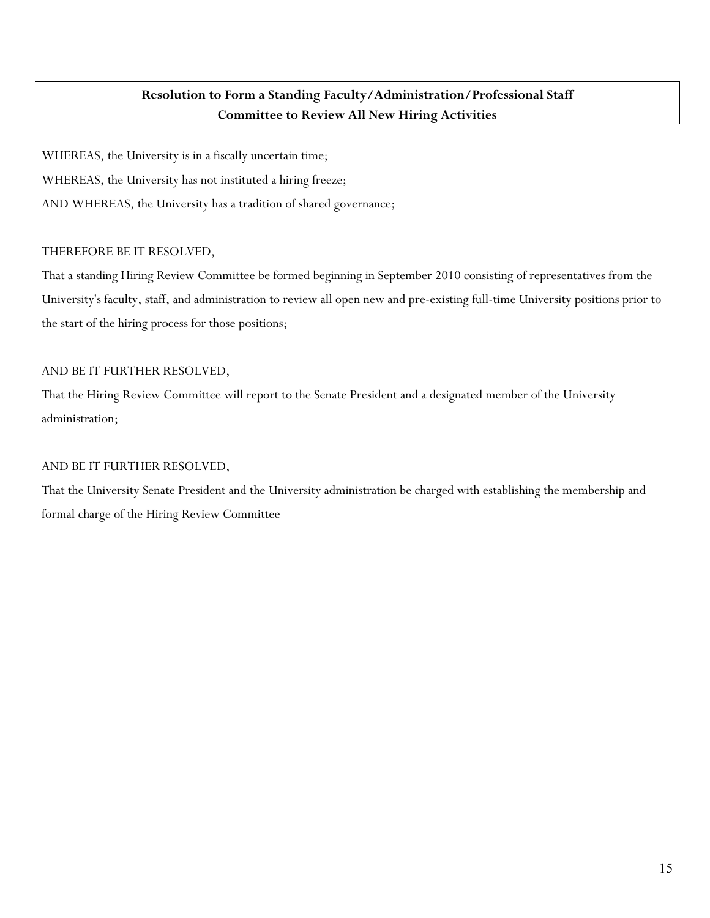## Resolution to Form a Standing Faculty/Administration/Professional Staff Committee to Review All New Hiring Activities

WHEREAS, the University is in a fiscally uncertain time;

WHEREAS, the University has not instituted a hiring freeze;

AND WHEREAS, the University has a tradition of shared governance;

THEREFORE BE IT RESOLVED,

That a standing Hiring Review Committee be formed beginning in September 2010 consisting of representatives from the University's faculty, staff, and administration to review all open new and pre-existing full-time University positions prior to the start of the hiring process for those positions;

AND BE IT FURTHER RESOLVED,

That the Hiring Review Committee will report to the Senate President and a designated member of the University administration;

AND BE IT FURTHER RESOLVED,

That the University Senate President and the University administration be charged with establishing the membership and formal charge of the Hiring Review Committee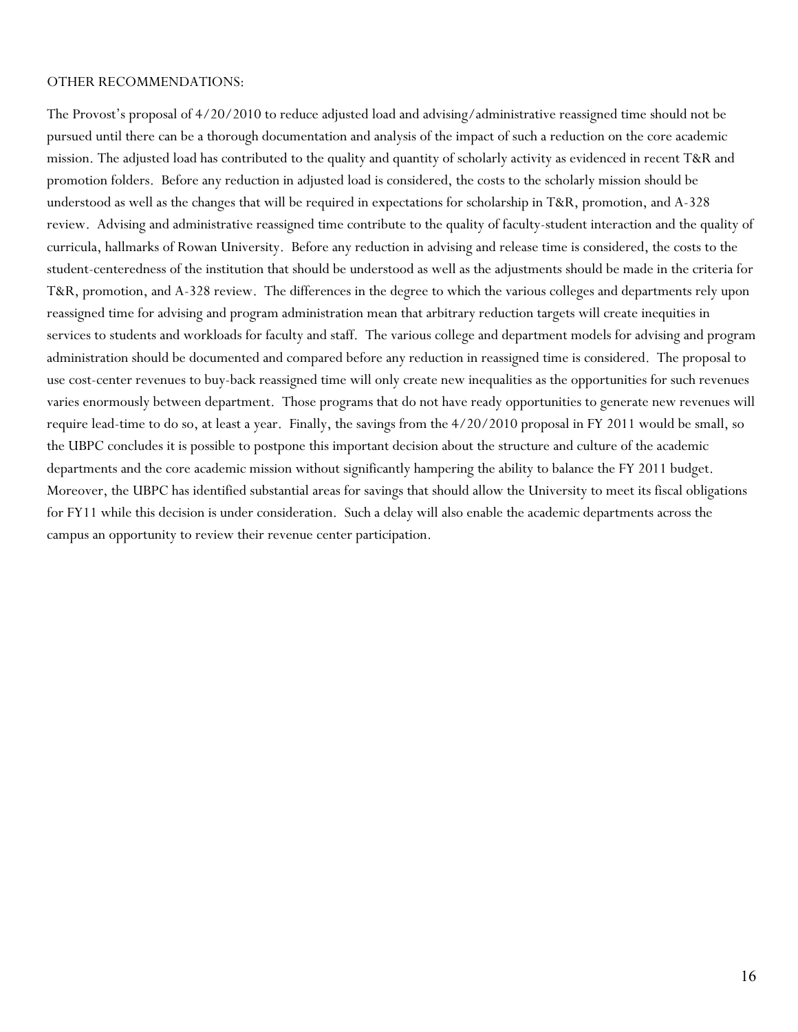OTHER RECOMMENDATIONS:

The Provost's proposal of 4/20/2010 to reduce adjusted load and advising/administrative reassigned time should not be pursued until there can be a thorough documentation and analysis of the impact of such a reduction on the core academic mission. The adjusted load has contributed to the quality and quantity of scholarly activity as evidenced in recent T&R and promotion folders. Before any reduction in adjusted load is considered, the costs to the scholarly mission should be understood as well as the changes that will be required in expectations for scholarship in T&R, promotion, and A-328 review. Advising and administrative reassigned time contribute to the quality of faculty-student interaction and the quality of curricula, hallmarks of Rowan University. Before any reduction in advising and release time is considered, the costs to the student-centeredness of the institution that should be understood as well as the adjustments should be made in the criteria for T&R, promotion, and A-328 review. The differences in the degree to which the various colleges and departments rely upon reassigned time for advising and program administration mean that arbitrary reduction targets will create inequities in services to students and workloads for faculty and staff. The various college and department models for advising and program administration should be documented and compared before any reduction in reassigned time is considered. The proposal to use cost-center revenues to buy-back reassigned time will only create new inequalities as the opportunities for such revenues varies enormously between department. Those programs that do not have ready opportunities to generate new revenues will require lead-time to do so, at least a year. Finally, the savings from the 4/20/2010 proposal in FY 2011 would be small, so the UBPC concludes it is possible to postpone this important decision about the structure and culture of the academic departments and the core academic mission without significantly hampering the ability to balance the FY 2011 budget. Moreover, the UBPC has identified substantial areas for savings that should allow the University to meet its fiscal obligations for FY11 while this decision is under consideration. Such a delay will also enable the academic departments across the campus an opportunity to review their revenue center participation.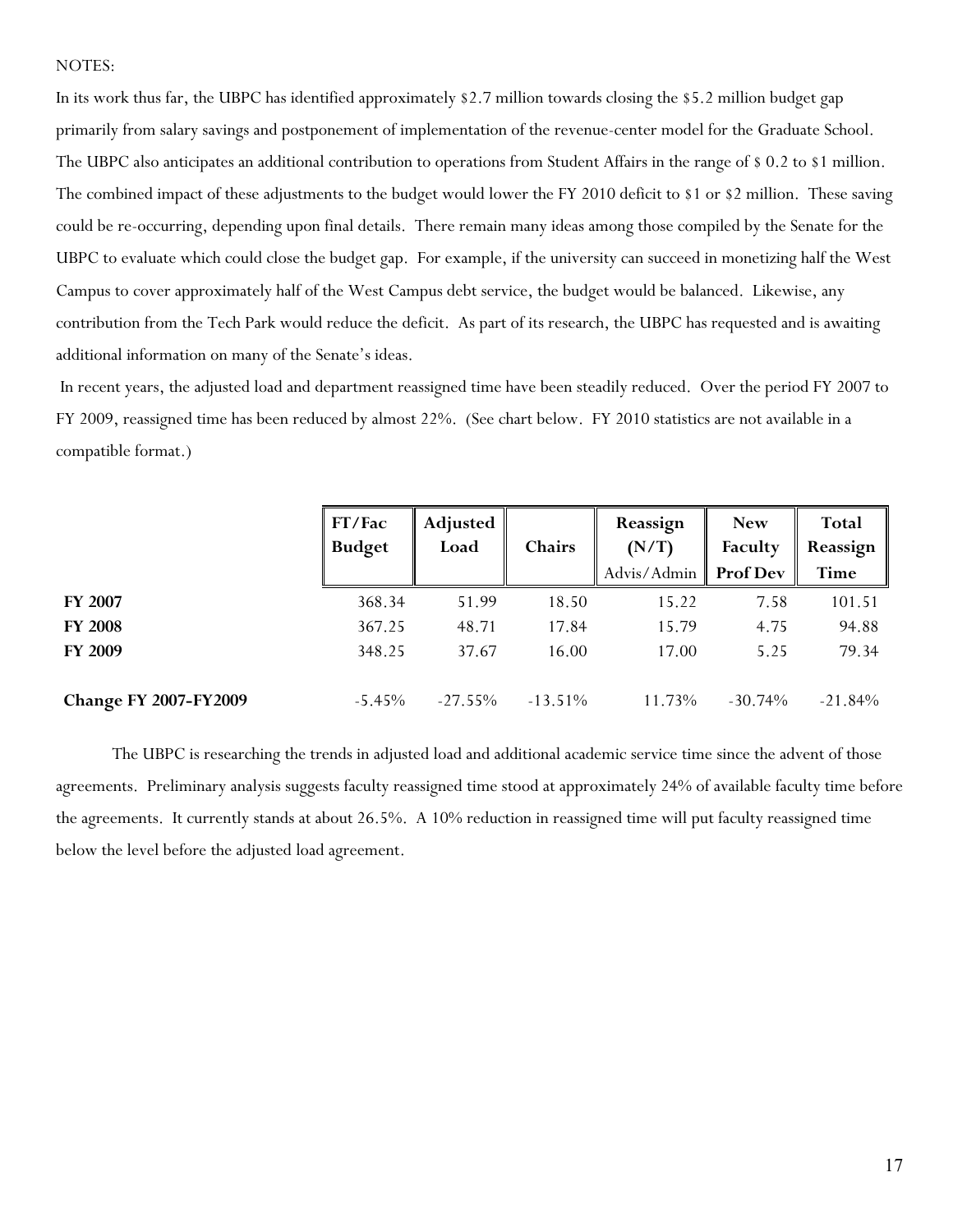NOTES:

In its work thus far, the UBPC has identified approximately $2.7 million towards closing the $5.2 million budget gap primarily from salary savings and postponement of implementation of the revenue-center model for the Graduate School. The UBPC also anticipates an additional contribution to operations from Student Affairs in the range of $ 0.2 to $1 million. The combined impact of these adjustments to the budget would lower the FY 2010 deficit to $1 or $2 million. These saving could be re-occurring, depending upon final details. There remain many ideas among those compiled by the Senate for the UBPC to evaluate which could close the budget gap. For example, if the university can succeed in monetizing half the West Campus to cover approximately half of the West Campus debt service, the budget would be balanced. Likewise, any contribution from the Tech Park would reduce the deficit. As part of its research, the UBPC has requested and is awaiting additional information on many of the Senate's ideas.

In recent years, the adjusted load and department reassigned time have been steadily reduced. Over the period FY 2007 to FY 2009, reassigned time has been reduced by almost 22%. (See chart below. FY 2010 statistics are not available in a compatible format.)

| | FT/Fac Budget | Adjusted Load | Chairs | Reassign (N/T) Advis/Admin | New Faculty Prof Dev | Total Reassign Time |
|---|---|---|---|---|---|---|
| **FY 2007** | 368.34 | 51.99 | 18.50 | 15.22 | 7.58 | 101.51 |
| **FY 2008** | 367.25 | 48.71 | 17.84 | 15.79 | 4.75 | 94.88 |
| **FY 2009** | 348.25 | 37.67 | 16.00 | 17.00 | 5.25 | 79.34 |
| **Change FY 2007-FY2009** | -5.45% | -27.55% | -13.51% | 11.73% | -30.74% | -21.84% |

The UBPC is researching the trends in adjusted load and additional academic service time since the advent of those agreements. Preliminary analysis suggests faculty reassigned time stood at approximately 24% of available faculty time before the agreements. It currently stands at about 26.5%. A 10% reduction in reassigned time will put faculty reassigned time below the level before the adjusted load agreement.